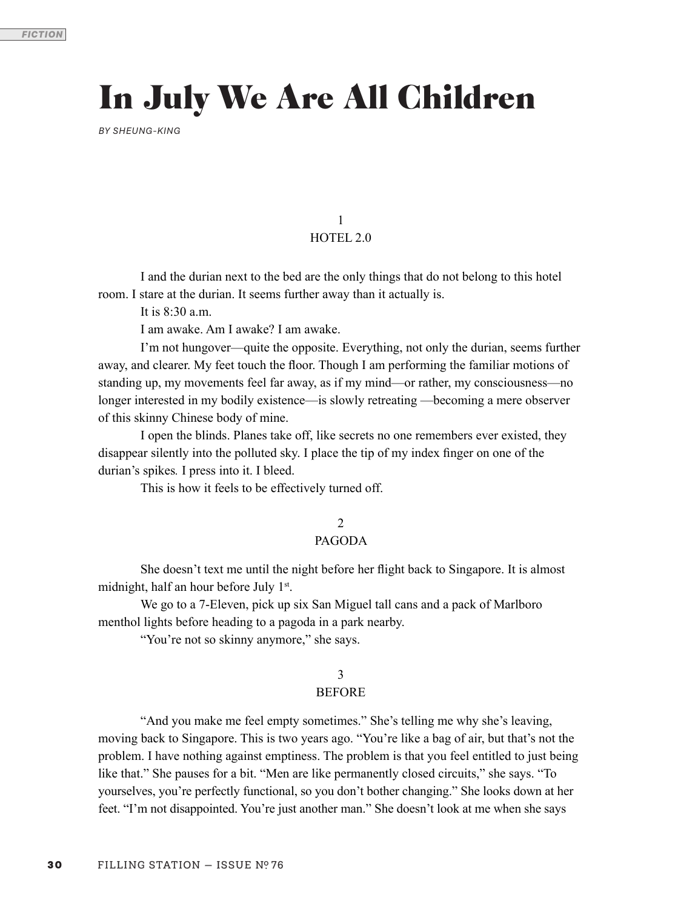FICTION

# In July We Are All Children

*BY SHEUNG-KING*

## 1
## HOTEL 2.0

I and the durian next to the bed are the only things that do not belong to this hotel room. I stare at the durian. It seems further away than it actually is.

It is 8:30 a.m.

I am awake. Am I awake? I am awake.

I'm not hungover—quite the opposite. Everything, not only the durian, seems further away, and clearer. My feet touch the floor. Though I am performing the familiar motions of standing up, my movements feel far away, as if my mind—or rather, my consciousness—no longer interested in my bodily existence—is slowly retreating —becoming a mere observer of this skinny Chinese body of mine.

I open the blinds. Planes take off, like secrets no one remembers ever existed, they disappear silently into the polluted sky. I place the tip of my index finger on one of the durian's spikes. I press into it. I bleed.

This is how it feels to be effectively turned off.

## 2
## PAGODA

She doesn't text me until the night before her flight back to Singapore. It is almost midnight, half an hour before July 1st.

We go to a 7-Eleven, pick up six San Miguel tall cans and a pack of Marlboro menthol lights before heading to a pagoda in a park nearby.

"You're not so skinny anymore," she says.

## 3
## BEFORE

"And you make me feel empty sometimes." She's telling me why she's leaving, moving back to Singapore. This is two years ago. "You're like a bag of air, but that's not the problem. I have nothing against emptiness. The problem is that you feel entitled to just being like that." She pauses for a bit. "Men are like permanently closed circuits," she says. "To yourselves, you're perfectly functional, so you don't bother changing." She looks down at her feet. "I'm not disappointed. You're just another man." She doesn't look at me when she says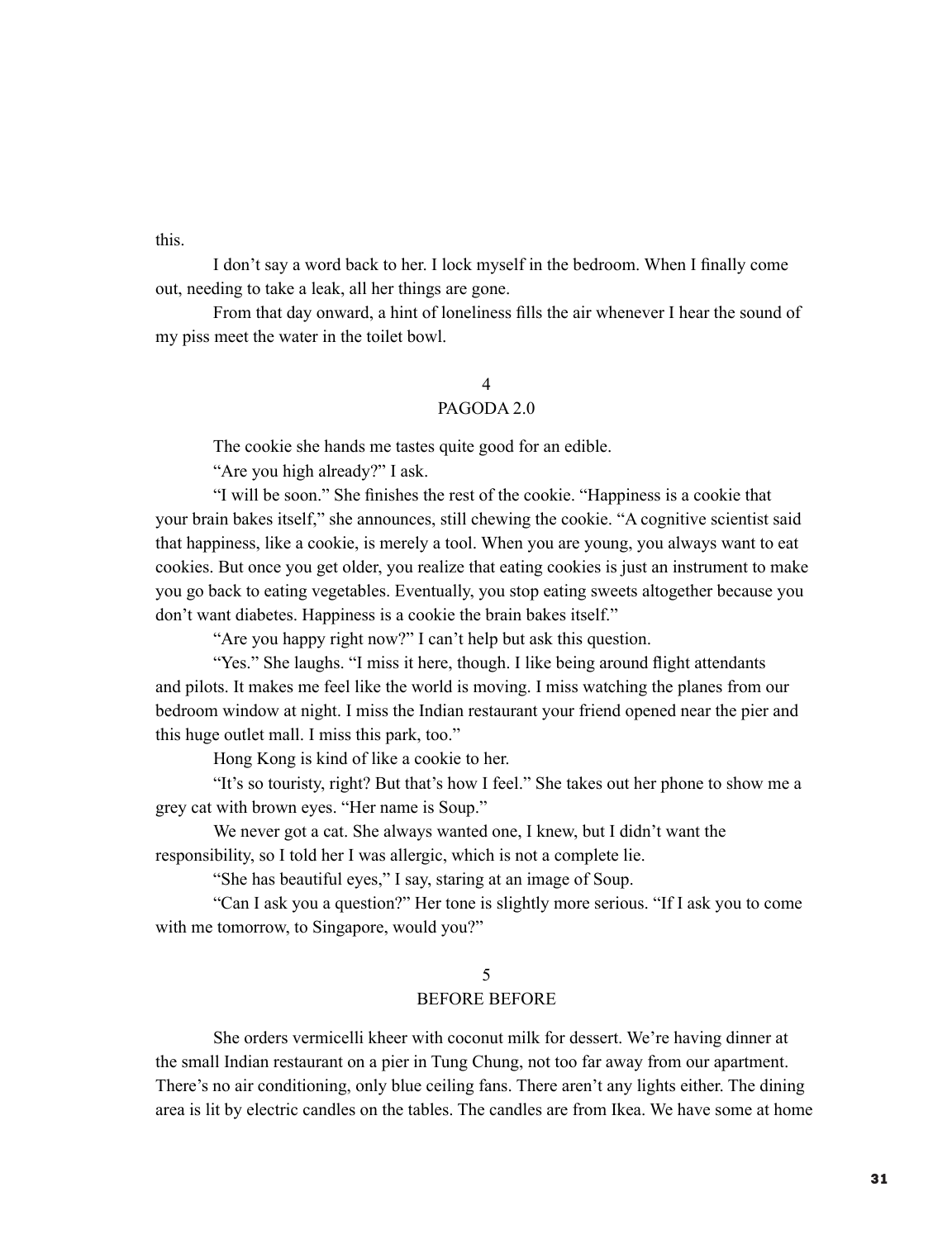this.

I don't say a word back to her. I lock myself in the bedroom. When I finally come out, needing to take a leak, all her things are gone.

From that day onward, a hint of loneliness fills the air whenever I hear the sound of my piss meet the water in the toilet bowl.

## 4
## PAGODA 2.0

The cookie she hands me tastes quite good for an edible.

"Are you high already?" I ask.

"I will be soon." She finishes the rest of the cookie. "Happiness is a cookie that your brain bakes itself," she announces, still chewing the cookie. "A cognitive scientist said that happiness, like a cookie, is merely a tool. When you are young, you always want to eat cookies. But once you get older, you realize that eating cookies is just an instrument to make you go back to eating vegetables. Eventually, you stop eating sweets altogether because you don't want diabetes. Happiness is a cookie the brain bakes itself."

"Are you happy right now?" I can't help but ask this question.

"Yes." She laughs. "I miss it here, though. I like being around flight attendants and pilots. It makes me feel like the world is moving. I miss watching the planes from our bedroom window at night. I miss the Indian restaurant your friend opened near the pier and this huge outlet mall. I miss this park, too."

Hong Kong is kind of like a cookie to her.

"It's so touristy, right? But that's how I feel." She takes out her phone to show me a grey cat with brown eyes. "Her name is Soup."

We never got a cat. She always wanted one, I knew, but I didn't want the responsibility, so I told her I was allergic, which is not a complete lie.

"She has beautiful eyes," I say, staring at an image of Soup.

"Can I ask you a question?" Her tone is slightly more serious. "If I ask you to come with me tomorrow, to Singapore, would you?"

## 5
## BEFORE BEFORE

She orders vermicelli kheer with coconut milk for dessert. We're having dinner at the small Indian restaurant on a pier in Tung Chung, not too far away from our apartment. There's no air conditioning, only blue ceiling fans. There aren't any lights either. The dining area is lit by electric candles on the tables. The candles are from Ikea. We have some at home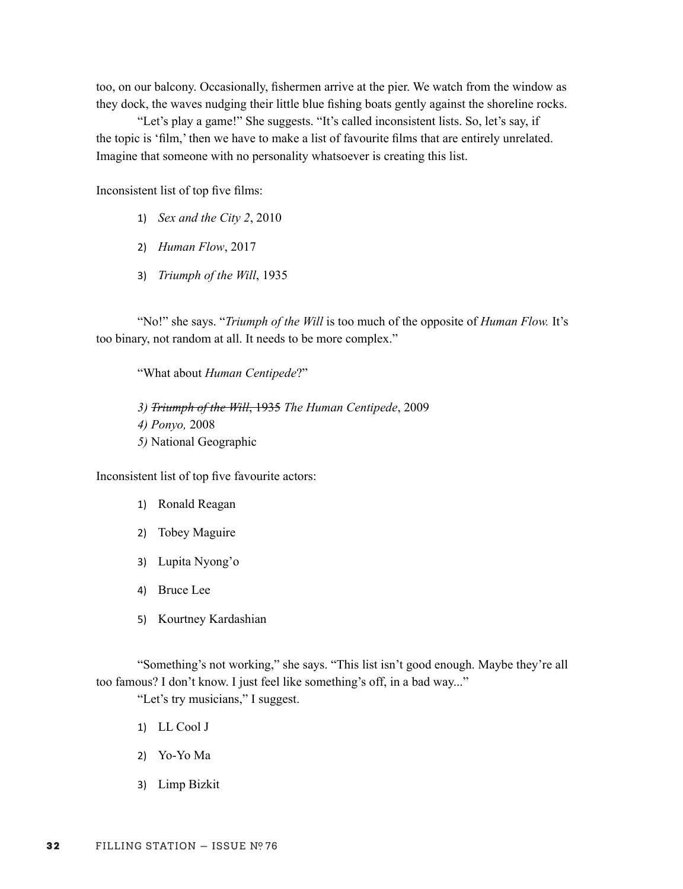too, on our balcony. Occasionally, fishermen arrive at the pier. We watch from the window as they dock, the waves nudging their little blue fishing boats gently against the shoreline rocks.

"Let's play a game!" She suggests. "It's called inconsistent lists. So, let's say, if the topic is 'film,' then we have to make a list of favourite films that are entirely unrelated. Imagine that someone with no personality whatsoever is creating this list.

Inconsistent list of top five films:

1) *Sex and the City 2*, 2010
2) *Human Flow*, 2017
3) *Triumph of the Will*, 1935

"No!" she says. "*Triumph of the Will* is too much of the opposite of *Human Flow.* It's too binary, not random at all. It needs to be more complex."

"What about *Human Centipede*?"

*3)* ~~*Triumph of the Will*, 1935~~ *The Human Centipede*, 2009
*4) Ponyo,* 2008
*5)* National Geographic

Inconsistent list of top five favourite actors:

1) Ronald Reagan
2) Tobey Maguire
3) Lupita Nyong'o
4) Bruce Lee
5) Kourtney Kardashian

"Something's not working," she says. "This list isn't good enough. Maybe they're all too famous? I don't know. I just feel like something's off, in a bad way..."

"Let's try musicians," I suggest.

1) LL Cool J
2) Yo-Yo Ma
3) Limp Bizkit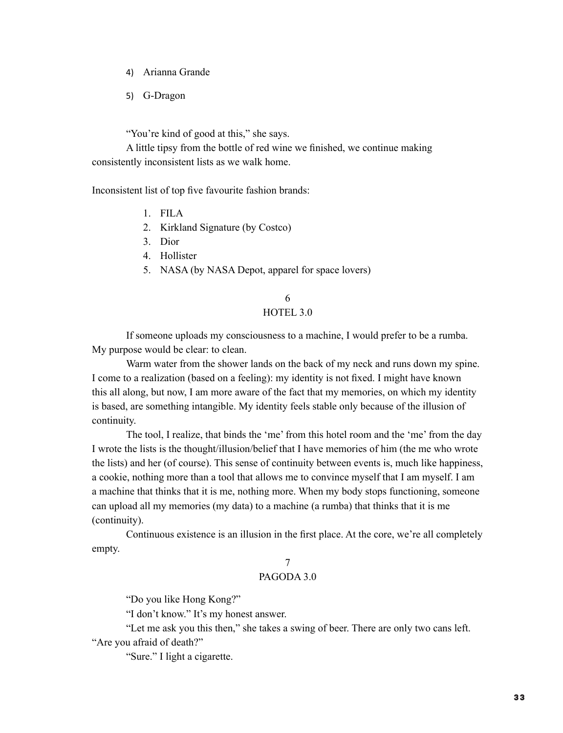4) Arianna Grande

5) G-Dragon

"You're kind of good at this," she says.

A little tipsy from the bottle of red wine we finished, we continue making consistently inconsistent lists as we walk home.

Inconsistent list of top five favourite fashion brands:

1. FILA
2. Kirkland Signature (by Costco)
3. Dior
4. Hollister
5. NASA (by NASA Depot, apparel for space lovers)

## 6
## HOTEL 3.0

If someone uploads my consciousness to a machine, I would prefer to be a rumba. My purpose would be clear: to clean.

Warm water from the shower lands on the back of my neck and runs down my spine. I come to a realization (based on a feeling): my identity is not fixed. I might have known this all along, but now, I am more aware of the fact that my memories, on which my identity is based, are something intangible. My identity feels stable only because of the illusion of continuity.

The tool, I realize, that binds the 'me' from this hotel room and the 'me' from the day I wrote the lists is the thought/illusion/belief that I have memories of him (the me who wrote the lists) and her (of course). This sense of continuity between events is, much like happiness, a cookie, nothing more than a tool that allows me to convince myself that I am myself. I am a machine that thinks that it is me, nothing more. When my body stops functioning, someone can upload all my memories (my data) to a machine (a rumba) that thinks that it is me (continuity).

Continuous existence is an illusion in the first place. At the core, we're all completely empty.

## 7
## PAGODA 3.0

"Do you like Hong Kong?"

"I don't know." It's my honest answer.

"Let me ask you this then," she takes a swing of beer. There are only two cans left. "Are you afraid of death?"

"Sure." I light a cigarette.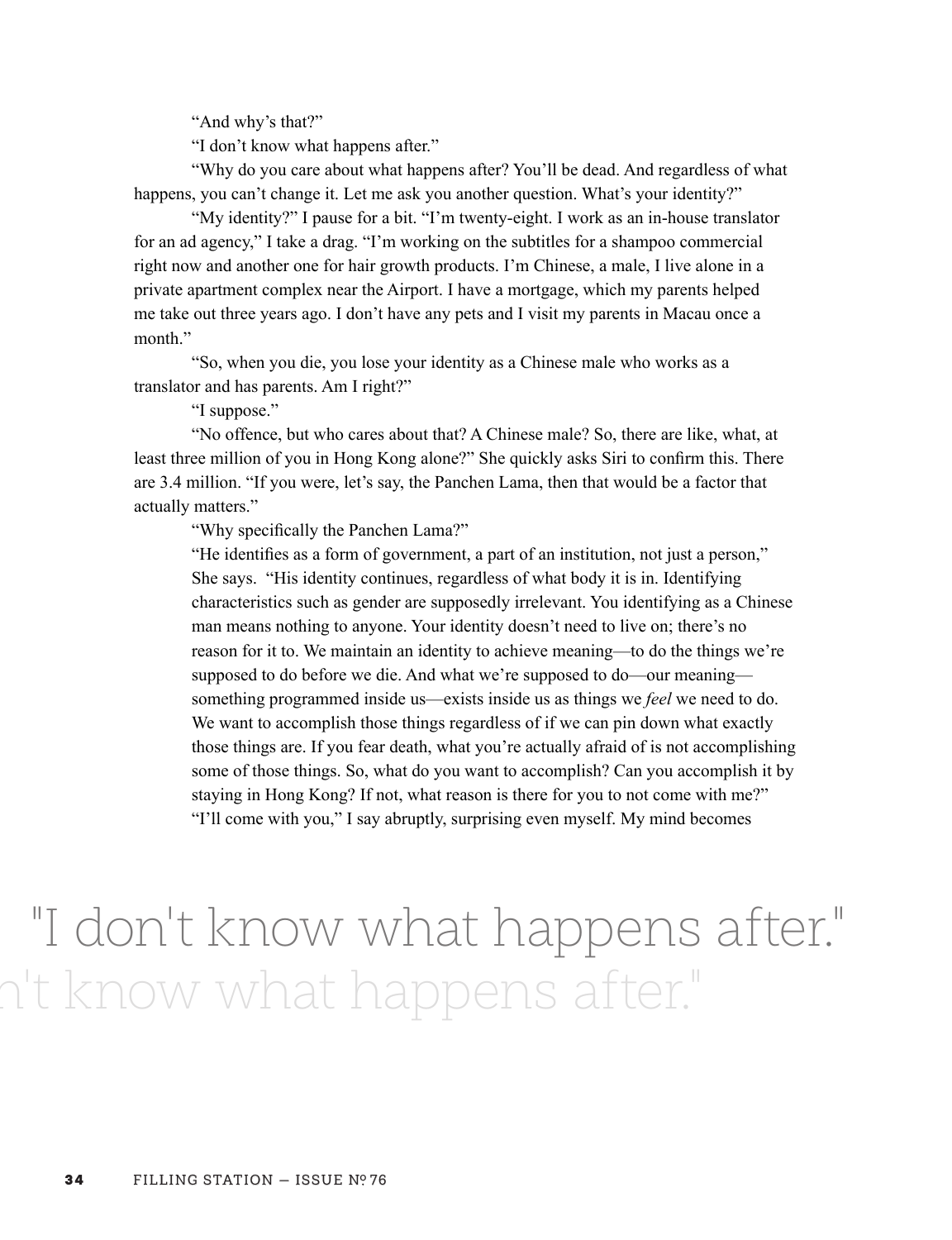"And why's that?"

"I don't know what happens after."

"Why do you care about what happens after? You'll be dead. And regardless of what happens, you can't change it. Let me ask you another question. What's your identity?"

"My identity?" I pause for a bit. "I'm twenty-eight. I work as an in-house translator for an ad agency," I take a drag. "I'm working on the subtitles for a shampoo commercial right now and another one for hair growth products. I'm Chinese, a male, I live alone in a private apartment complex near the Airport. I have a mortgage, which my parents helped me take out three years ago. I don't have any pets and I visit my parents in Macau once a month."

"So, when you die, you lose your identity as a Chinese male who works as a translator and has parents. Am I right?"

"I suppose."

"No offence, but who cares about that? A Chinese male? So, there are like, what, at least three million of you in Hong Kong alone?" She quickly asks Siri to confirm this. There are 3.4 million. "If you were, let's say, the Panchen Lama, then that would be a factor that actually matters."

"Why specifically the Panchen Lama?"

"He identifies as a form of government, a part of an institution, not just a person," She says. "His identity continues, regardless of what body it is in. Identifying characteristics such as gender are supposedly irrelevant. You identifying as a Chinese man means nothing to anyone. Your identity doesn't need to live on; there's no reason for it to. We maintain an identity to achieve meaning—to do the things we're supposed to do before we die. And what we're supposed to do—our meaning—something programmed inside us—exists inside us as things we *feel* we need to do. We want to accomplish those things regardless of if we can pin down what exactly those things are. If you fear death, what you're actually afraid of is not accomplishing some of those things. So, what do you want to accomplish? Can you accomplish it by staying in Hong Kong? If not, what reason is there for you to not come with me?"

"I'll come with you," I say abruptly, surprising even myself. My mind becomes

"I don't know what happens after."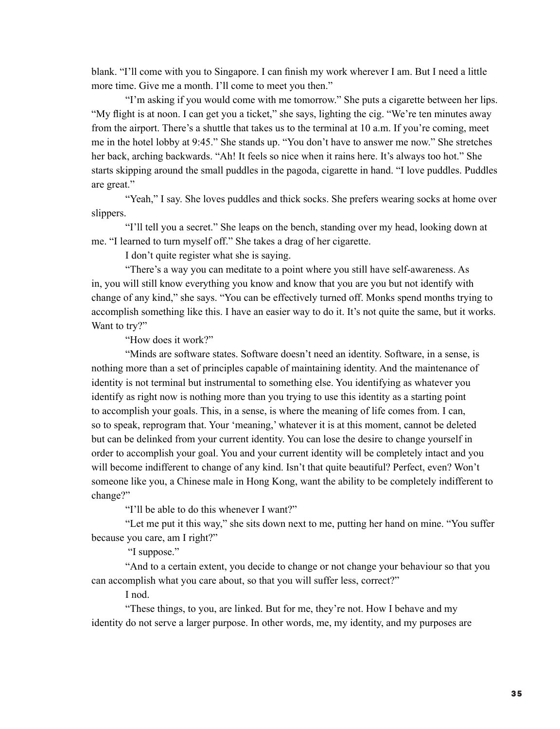blank. "I'll come with you to Singapore. I can finish my work wherever I am. But I need a little more time. Give me a month. I'll come to meet you then."

"I'm asking if you would come with me tomorrow." She puts a cigarette between her lips. "My flight is at noon. I can get you a ticket," she says, lighting the cig. "We're ten minutes away from the airport. There's a shuttle that takes us to the terminal at 10 a.m. If you're coming, meet me in the hotel lobby at 9:45." She stands up. "You don't have to answer me now." She stretches her back, arching backwards. "Ah! It feels so nice when it rains here. It's always too hot." She starts skipping around the small puddles in the pagoda, cigarette in hand. "I love puddles. Puddles are great."

"Yeah," I say. She loves puddles and thick socks. She prefers wearing socks at home over slippers.

"I'll tell you a secret." She leaps on the bench, standing over my head, looking down at me. "I learned to turn myself off." She takes a drag of her cigarette.

I don't quite register what she is saying.

"There's a way you can meditate to a point where you still have self-awareness. As in, you will still know everything you know and know that you are you but not identify with change of any kind," she says. "You can be effectively turned off. Monks spend months trying to accomplish something like this. I have an easier way to do it. It's not quite the same, but it works. Want to try?"

"How does it work?"

"Minds are software states. Software doesn't need an identity. Software, in a sense, is nothing more than a set of principles capable of maintaining identity. And the maintenance of identity is not terminal but instrumental to something else. You identifying as whatever you identify as right now is nothing more than you trying to use this identity as a starting point to accomplish your goals. This, in a sense, is where the meaning of life comes from. I can, so to speak, reprogram that. Your 'meaning,' whatever it is at this moment, cannot be deleted but can be delinked from your current identity. You can lose the desire to change yourself in order to accomplish your goal. You and your current identity will be completely intact and you will become indifferent to change of any kind. Isn't that quite beautiful? Perfect, even? Won't someone like you, a Chinese male in Hong Kong, want the ability to be completely indifferent to change?"

"I'll be able to do this whenever I want?"

"Let me put it this way," she sits down next to me, putting her hand on mine. "You suffer because you care, am I right?"

"I suppose."

"And to a certain extent, you decide to change or not change your behaviour so that you can accomplish what you care about, so that you will suffer less, correct?"

I nod.

"These things, to you, are linked. But for me, they're not. How I behave and my identity do not serve a larger purpose. In other words, me, my identity, and my purposes are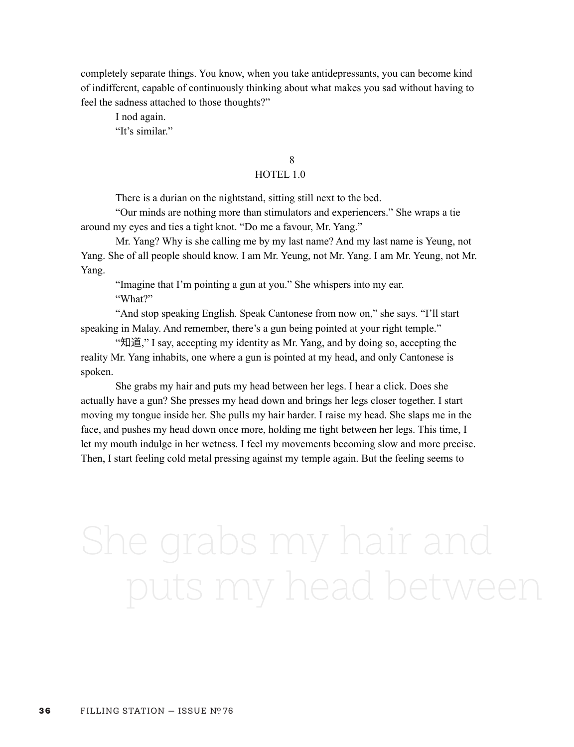completely separate things. You know, when you take antidepressants, you can become kind of indifferent, capable of continuously thinking about what makes you sad without having to feel the sadness attached to those thoughts?"

I nod again.

"It's similar."

## 8
## HOTEL 1.0

There is a durian on the nightstand, sitting still next to the bed.

"Our minds are nothing more than stimulators and experiencers." She wraps a tie around my eyes and ties a tight knot. "Do me a favour, Mr. Yang."

Mr. Yang? Why is she calling me by my last name? And my last name is Yeung, not Yang. She of all people should know. I am Mr. Yeung, not Mr. Yang. I am Mr. Yeung, not Mr. Yang.

"Imagine that I'm pointing a gun at you." She whispers into my ear.

"What?"

"And stop speaking English. Speak Cantonese from now on," she says. "I'll start speaking in Malay. And remember, there's a gun being pointed at your right temple."

"知道," I say, accepting my identity as Mr. Yang, and by doing so, accepting the reality Mr. Yang inhabits, one where a gun is pointed at my head, and only Cantonese is spoken.

She grabs my hair and puts my head between her legs. I hear a click. Does she actually have a gun? She presses my head down and brings her legs closer together. I start moving my tongue inside her. She pulls my hair harder. I raise my head. She slaps me in the face, and pushes my head down once more, holding me tight between her legs. This time, I let my mouth indulge in her wetness. I feel my movements becoming slow and more precise. Then, I start feeling cold metal pressing against my temple again. But the feeling seems to

She grabs my hair and puts my head between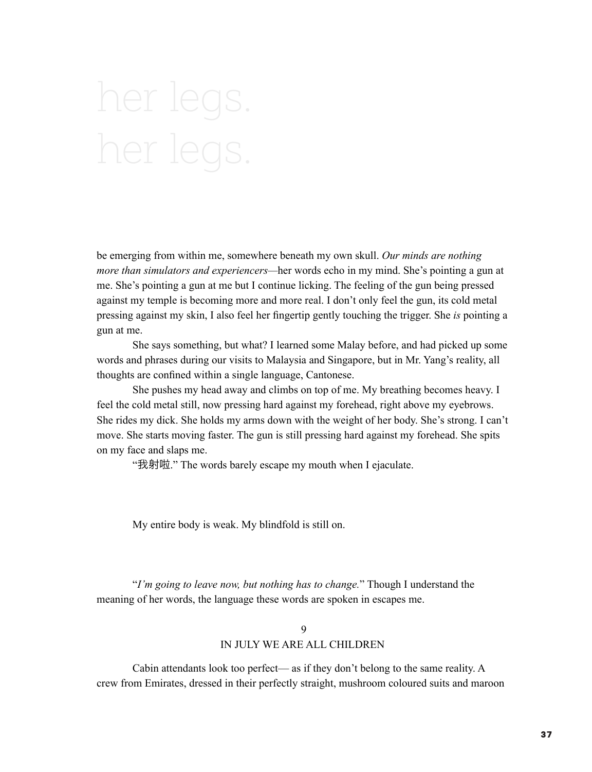# her legs.
# her legs.

be emerging from within me, somewhere beneath my own skull. *Our minds are nothing more than simulators and experiencers—*her words echo in my mind. She's pointing a gun at me. She's pointing a gun at me but I continue licking. The feeling of the gun being pressed against my temple is becoming more and more real. I don't only feel the gun, its cold metal pressing against my skin, I also feel her fingertip gently touching the trigger. She *is* pointing a gun at me.

She says something, but what? I learned some Malay before, and had picked up some words and phrases during our visits to Malaysia and Singapore, but in Mr. Yang's reality, all thoughts are confined within a single language, Cantonese.

She pushes my head away and climbs on top of me. My breathing becomes heavy. I feel the cold metal still, now pressing hard against my forehead, right above my eyebrows. She rides my dick. She holds my arms down with the weight of her body. She's strong. I can't move. She starts moving faster. The gun is still pressing hard against my forehead. She spits on my face and slaps me.

"我射啦." The words barely escape my mouth when I ejaculate.

My entire body is weak. My blindfold is still on.

"*I'm going to leave now, but nothing has to change.*" Though I understand the meaning of her words, the language these words are spoken in escapes me.

## 9
## IN JULY WE ARE ALL CHILDREN

Cabin attendants look too perfect— as if they don't belong to the same reality. A crew from Emirates, dressed in their perfectly straight, mushroom coloured suits and maroon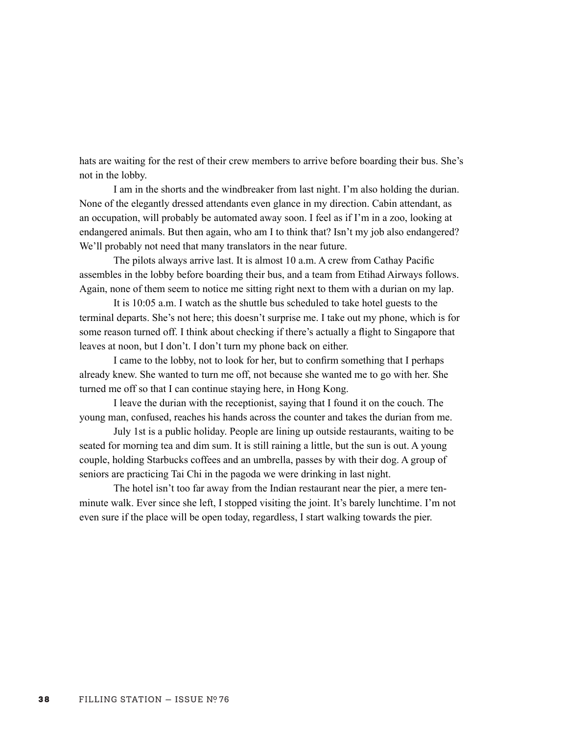hats are waiting for the rest of their crew members to arrive before boarding their bus. She's not in the lobby.

I am in the shorts and the windbreaker from last night. I'm also holding the durian. None of the elegantly dressed attendants even glance in my direction. Cabin attendant, as an occupation, will probably be automated away soon. I feel as if I'm in a zoo, looking at endangered animals. But then again, who am I to think that? Isn't my job also endangered? We'll probably not need that many translators in the near future.

The pilots always arrive last. It is almost 10 a.m. A crew from Cathay Pacific assembles in the lobby before boarding their bus, and a team from Etihad Airways follows. Again, none of them seem to notice me sitting right next to them with a durian on my lap.

It is 10:05 a.m. I watch as the shuttle bus scheduled to take hotel guests to the terminal departs. She's not here; this doesn't surprise me. I take out my phone, which is for some reason turned off. I think about checking if there's actually a flight to Singapore that leaves at noon, but I don't. I don't turn my phone back on either.

I came to the lobby, not to look for her, but to confirm something that I perhaps already knew. She wanted to turn me off, not because she wanted me to go with her. She turned me off so that I can continue staying here, in Hong Kong.

I leave the durian with the receptionist, saying that I found it on the couch. The young man, confused, reaches his hands across the counter and takes the durian from me.

July 1st is a public holiday. People are lining up outside restaurants, waiting to be seated for morning tea and dim sum. It is still raining a little, but the sun is out. A young couple, holding Starbucks coffees and an umbrella, passes by with their dog. A group of seniors are practicing Tai Chi in the pagoda we were drinking in last night.

The hotel isn't too far away from the Indian restaurant near the pier, a mere ten-minute walk. Ever since she left, I stopped visiting the joint. It's barely lunchtime. I'm not even sure if the place will be open today, regardless, I start walking towards the pier.